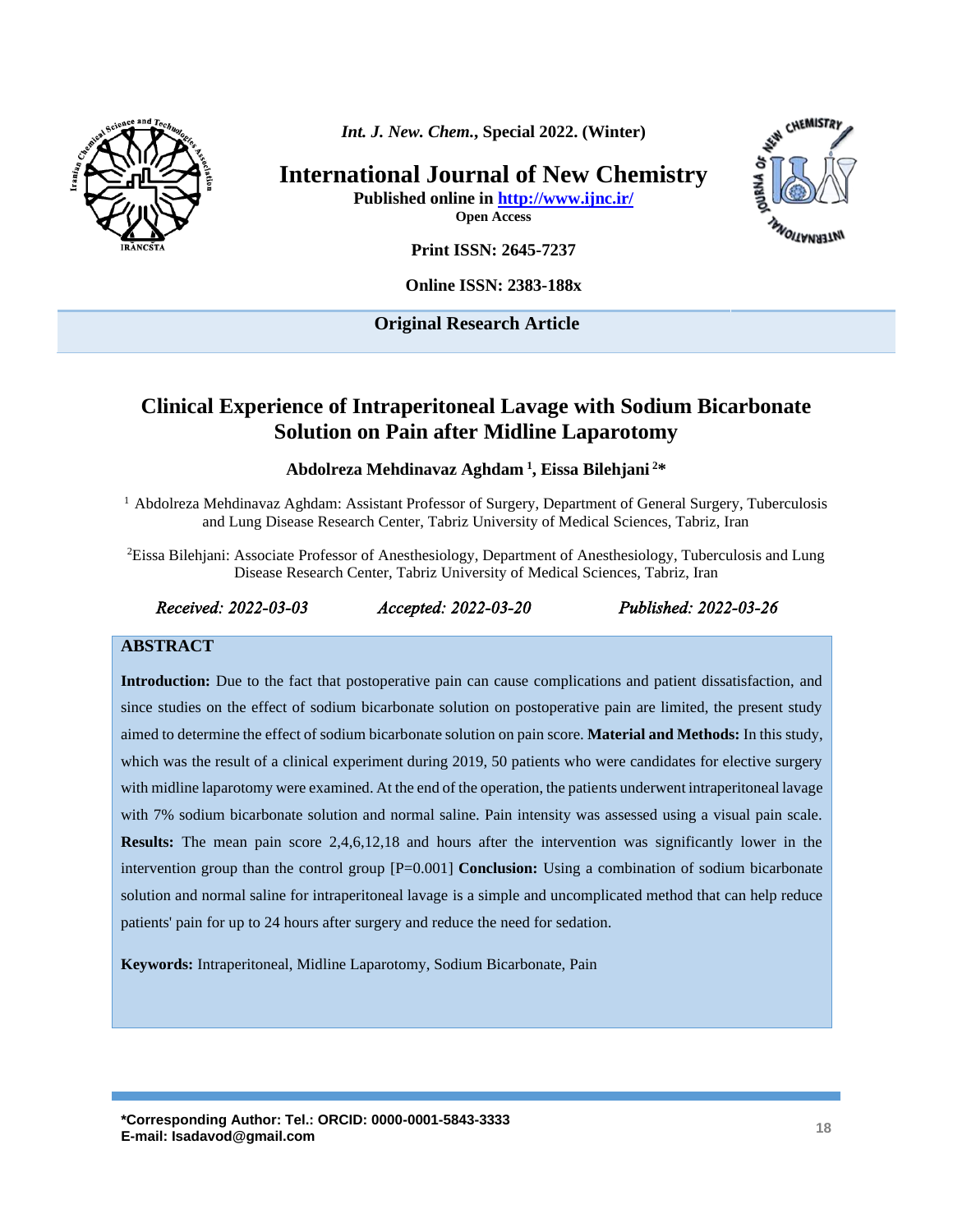*Int. J. New. Chem.*, Special 2022. (Winter)

# International Journal of New Chemistry

**Published online in http://www.ijnc.ir/**

**Open Access**

**Print ISSN: 2645-7237**

**Online ISSN: 2383-188x**

**Original Research Article**

# Clinical Experience of Intraperitoneal Lavage with Sodium Bicarbonate Solution on Pain after Midline Laparotomy

**Abdolreza Mehdinavaz Aghdam [1], Eissa Bilehjani [2]***

[1] Abdolreza Mehdinavaz Aghdam: Assistant Professor of Surgery, Department of General Surgery, Tuberculosis and Lung Disease Research Center, Tabriz University of Medical Sciences, Tabriz, Iran

[2]Eissa Bilehjani: Associate Professor of Anesthesiology, Department of Anesthesiology, Tuberculosis and Lung Disease Research Center, Tabriz University of Medical Sciences, Tabriz, Iran

*Received: 2022-03-03* *Accepted: 2022-03-20* *Published: 2022-03-26*

## ABSTRACT

**Introduction:** Due to the fact that postoperative pain can cause complications and patient dissatisfaction, and since studies on the effect of sodium bicarbonate solution on postoperative pain are limited, the present study aimed to determine the effect of sodium bicarbonate solution on pain score. **Material and Methods:** In this study, which was the result of a clinical experiment during 2019, 50 patients who were candidates for elective surgery with midline laparotomy were examined. At the end of the operation, the patients underwent intraperitoneal lavage with 7% sodium bicarbonate solution and normal saline. Pain intensity was assessed using a visual pain scale. **Results:** The mean pain score 2,4,6,12,18 and hours after the intervention was significantly lower in the intervention group than the control group [P=0.001] **Conclusion:** Using a combination of sodium bicarbonate solution and normal saline for intraperitoneal lavage is a simple and uncomplicated method that can help reduce patients' pain for up to 24 hours after surgery and reduce the need for sedation.

**Keywords:** Intraperitoneal, Midline Laparotomy, Sodium Bicarbonate, Pain

**\*Corresponding Author: Tel.: ORCID: 0000-0001-5843-3333**
**E-mail: Isadavod@gmail.com**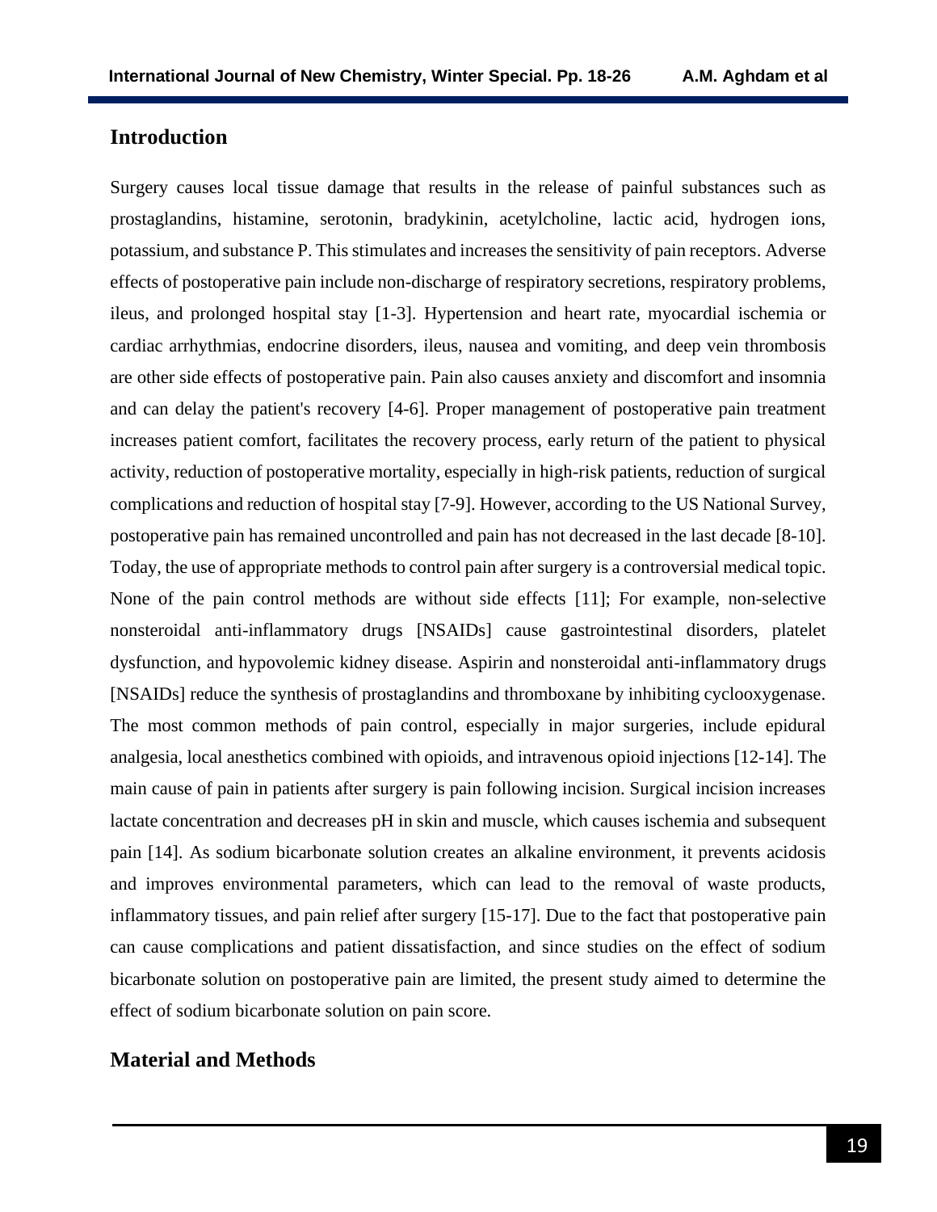## Introduction

Surgery causes local tissue damage that results in the release of painful substances such as prostaglandins, histamine, serotonin, bradykinin, acetylcholine, lactic acid, hydrogen ions, potassium, and substance P. This stimulates and increases the sensitivity of pain receptors. Adverse effects of postoperative pain include non-discharge of respiratory secretions, respiratory problems, ileus, and prolonged hospital stay [1-3]. Hypertension and heart rate, myocardial ischemia or cardiac arrhythmias, endocrine disorders, ileus, nausea and vomiting, and deep vein thrombosis are other side effects of postoperative pain. Pain also causes anxiety and discomfort and insomnia and can delay the patient's recovery [4-6]. Proper management of postoperative pain treatment increases patient comfort, facilitates the recovery process, early return of the patient to physical activity, reduction of postoperative mortality, especially in high-risk patients, reduction of surgical complications and reduction of hospital stay [7-9]. However, according to the US National Survey, postoperative pain has remained uncontrolled and pain has not decreased in the last decade [8-10]. Today, the use of appropriate methods to control pain after surgery is a controversial medical topic. None of the pain control methods are without side effects [11]; For example, non-selective nonsteroidal anti-inflammatory drugs [NSAIDs] cause gastrointestinal disorders, platelet dysfunction, and hypovolemic kidney disease. Aspirin and nonsteroidal anti-inflammatory drugs [NSAIDs] reduce the synthesis of prostaglandins and thromboxane by inhibiting cyclooxygenase. The most common methods of pain control, especially in major surgeries, include epidural analgesia, local anesthetics combined with opioids, and intravenous opioid injections [12-14]. The main cause of pain in patients after surgery is pain following incision. Surgical incision increases lactate concentration and decreases pH in skin and muscle, which causes ischemia and subsequent pain [14]. As sodium bicarbonate solution creates an alkaline environment, it prevents acidosis and improves environmental parameters, which can lead to the removal of waste products, inflammatory tissues, and pain relief after surgery [15-17]. Due to the fact that postoperative pain can cause complications and patient dissatisfaction, and since studies on the effect of sodium bicarbonate solution on postoperative pain are limited, the present study aimed to determine the effect of sodium bicarbonate solution on pain score.

## Material and Methods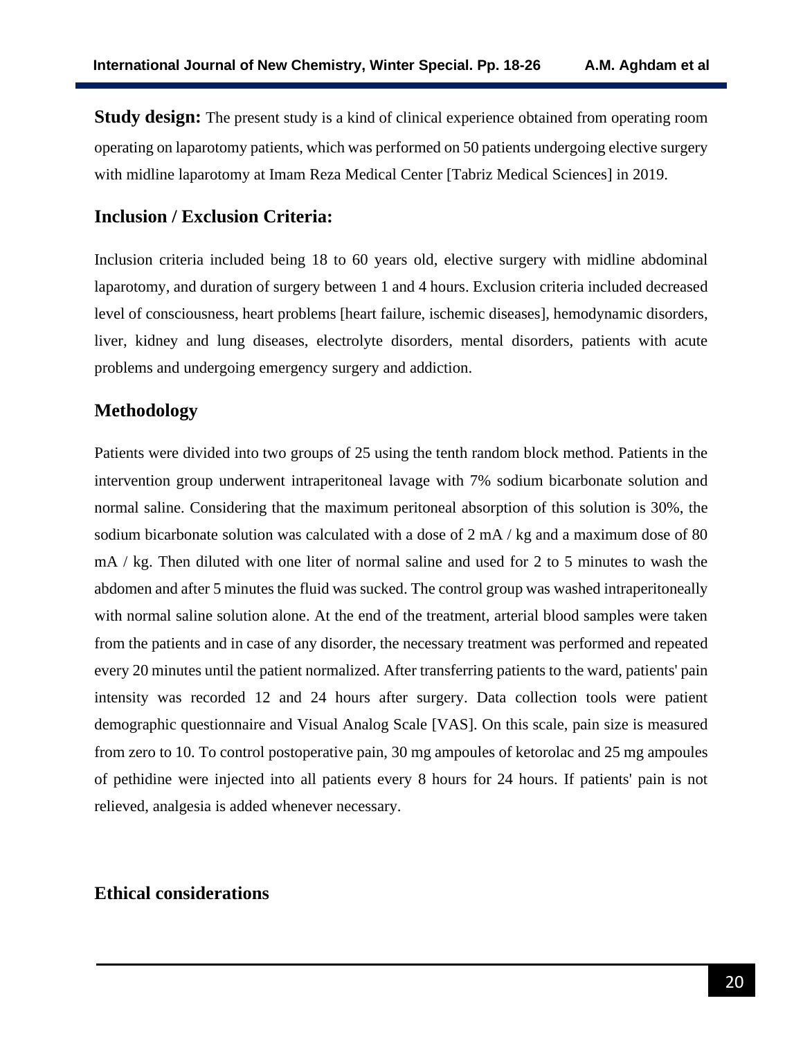**Study design:** The present study is a kind of clinical experience obtained from operating room operating on laparotomy patients, which was performed on 50 patients undergoing elective surgery with midline laparotomy at Imam Reza Medical Center [Tabriz Medical Sciences] in 2019.

## Inclusion / Exclusion Criteria:

Inclusion criteria included being 18 to 60 years old, elective surgery with midline abdominal laparotomy, and duration of surgery between 1 and 4 hours. Exclusion criteria included decreased level of consciousness, heart problems [heart failure, ischemic diseases], hemodynamic disorders, liver, kidney and lung diseases, electrolyte disorders, mental disorders, patients with acute problems and undergoing emergency surgery and addiction.

## Methodology

Patients were divided into two groups of 25 using the tenth random block method. Patients in the intervention group underwent intraperitoneal lavage with 7% sodium bicarbonate solution and normal saline. Considering that the maximum peritoneal absorption of this solution is 30%, the sodium bicarbonate solution was calculated with a dose of 2 mA / kg and a maximum dose of 80 mA / kg. Then diluted with one liter of normal saline and used for 2 to 5 minutes to wash the abdomen and after 5 minutes the fluid was sucked. The control group was washed intraperitoneally with normal saline solution alone. At the end of the treatment, arterial blood samples were taken from the patients and in case of any disorder, the necessary treatment was performed and repeated every 20 minutes until the patient normalized. After transferring patients to the ward, patients' pain intensity was recorded 12 and 24 hours after surgery. Data collection tools were patient demographic questionnaire and Visual Analog Scale [VAS]. On this scale, pain size is measured from zero to 10. To control postoperative pain, 30 mg ampoules of ketorolac and 25 mg ampoules of pethidine were injected into all patients every 8 hours for 24 hours. If patients' pain is not relieved, analgesia is added whenever necessary.

## Ethical considerations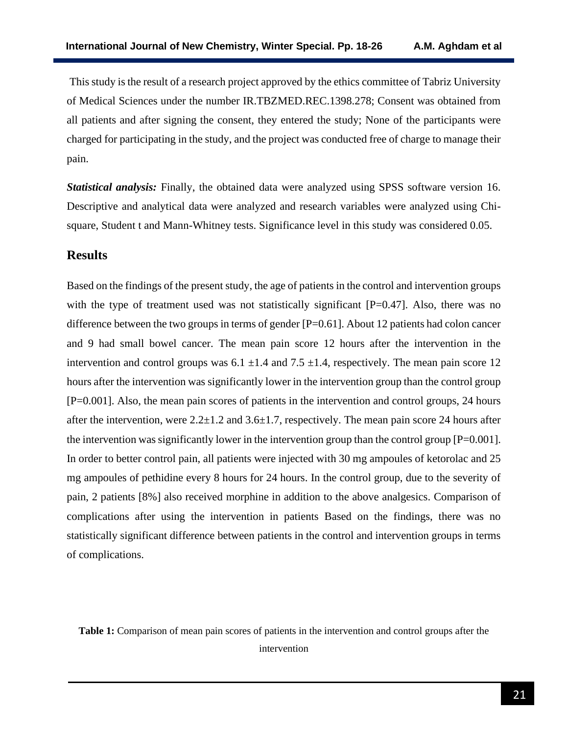This study is the result of a research project approved by the ethics committee of Tabriz University of Medical Sciences under the number IR.TBZMED.REC.1398.278; Consent was obtained from all patients and after signing the consent, they entered the study; None of the participants were charged for participating in the study, and the project was conducted free of charge to manage their pain.

***Statistical analysis:*** Finally, the obtained data were analyzed using SPSS software version 16. Descriptive and analytical data were analyzed and research variables were analyzed using Chi-square, Student t and Mann-Whitney tests. Significance level in this study was considered 0.05.

## Results

Based on the findings of the present study, the age of patients in the control and intervention groups with the type of treatment used was not statistically significant [P=0.47]. Also, there was no difference between the two groups in terms of gender [P=0.61]. About 12 patients had colon cancer and 9 had small bowel cancer. The mean pain score 12 hours after the intervention in the intervention and control groups was 6.1 ±1.4 and 7.5 ±1.4, respectively. The mean pain score 12 hours after the intervention was significantly lower in the intervention group than the control group [P=0.001]. Also, the mean pain scores of patients in the intervention and control groups, 24 hours after the intervention, were 2.2±1.2 and 3.6±1.7, respectively. The mean pain score 24 hours after the intervention was significantly lower in the intervention group than the control group [P=0.001]. In order to better control pain, all patients were injected with 30 mg ampoules of ketorolac and 25 mg ampoules of pethidine every 8 hours for 24 hours. In the control group, due to the severity of pain, 2 patients [8%] also received morphine in addition to the above analgesics. Comparison of complications after using the intervention in patients Based on the findings, there was no statistically significant difference between patients in the control and intervention groups in terms of complications.

**Table 1:** Comparison of mean pain scores of patients in the intervention and control groups after the intervention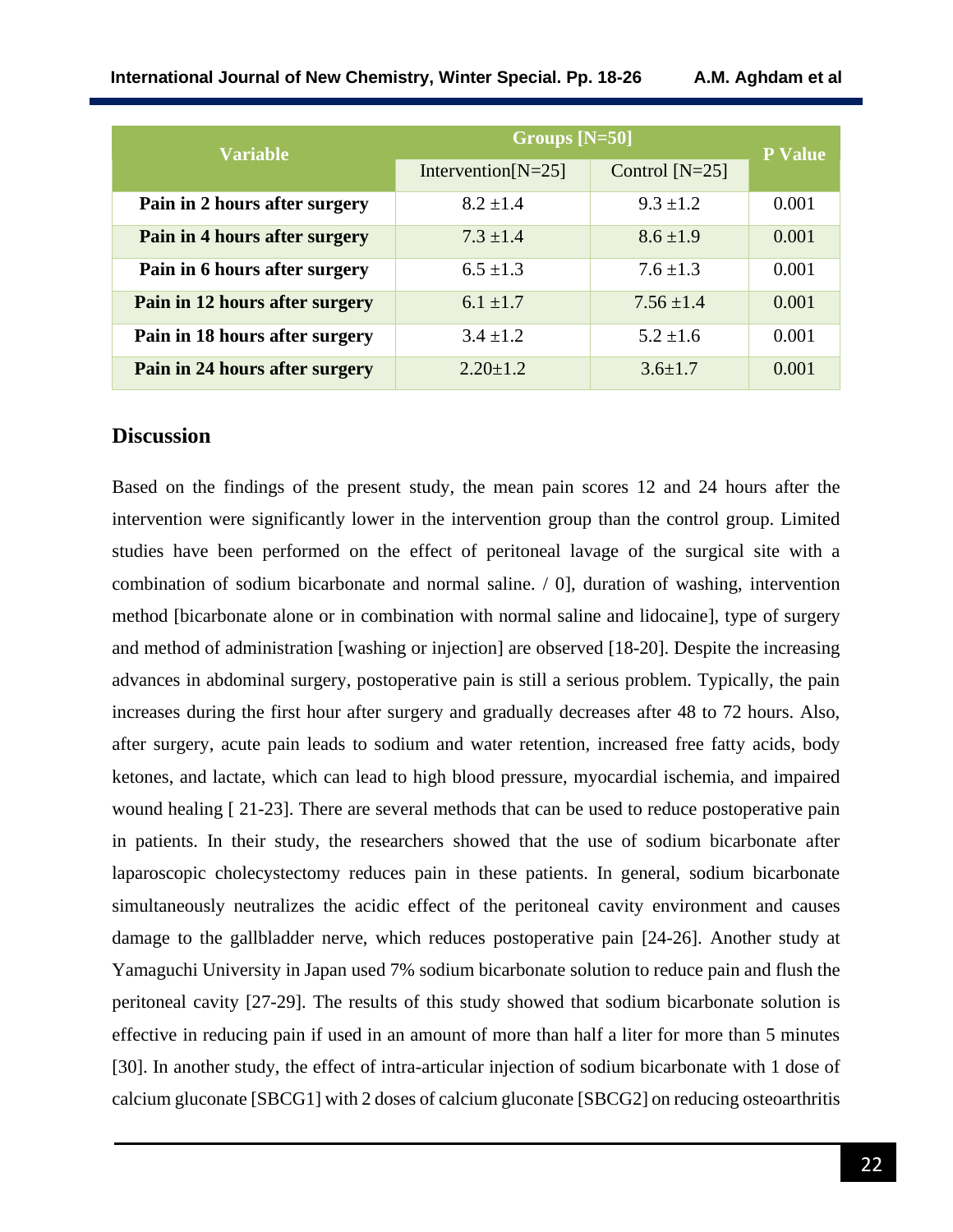| Variable | Groups [N=50] | | P Value |
|---|---|---|---|
| | Intervention[N=25] | Control [N=25] | |
| **Pain in 2 hours after surgery** | 8.2 ±1.4 | 9.3 ±1.2 | 0.001 |
| **Pain in 4 hours after surgery** | 7.3 ±1.4 | 8.6 ±1.9 | 0.001 |
| **Pain in 6 hours after surgery** | 6.5 ±1.3 | 7.6 ±1.3 | 0.001 |
| **Pain in 12 hours after surgery** | 6.1 ±1.7 | 7.56 ±1.4 | 0.001 |
| **Pain in 18 hours after surgery** | 3.4 ±1.2 | 5.2 ±1.6 | 0.001 |
| **Pain in 24 hours after surgery** | 2.20±1.2 | 3.6±1.7 | 0.001 |

## Discussion

Based on the findings of the present study, the mean pain scores 12 and 24 hours after the intervention were significantly lower in the intervention group than the control group. Limited studies have been performed on the effect of peritoneal lavage of the surgical site with a combination of sodium bicarbonate and normal saline. / 0], duration of washing, intervention method [bicarbonate alone or in combination with normal saline and lidocaine], type of surgery and method of administration [washing or injection] are observed [18-20]. Despite the increasing advances in abdominal surgery, postoperative pain is still a serious problem. Typically, the pain increases during the first hour after surgery and gradually decreases after 48 to 72 hours. Also, after surgery, acute pain leads to sodium and water retention, increased free fatty acids, body ketones, and lactate, which can lead to high blood pressure, myocardial ischemia, and impaired wound healing [ 21-23]. There are several methods that can be used to reduce postoperative pain in patients. In their study, the researchers showed that the use of sodium bicarbonate after laparoscopic cholecystectomy reduces pain in these patients. In general, sodium bicarbonate simultaneously neutralizes the acidic effect of the peritoneal cavity environment and causes damage to the gallbladder nerve, which reduces postoperative pain [24-26]. Another study at Yamaguchi University in Japan used 7% sodium bicarbonate solution to reduce pain and flush the peritoneal cavity [27-29]. The results of this study showed that sodium bicarbonate solution is effective in reducing pain if used in an amount of more than half a liter for more than 5 minutes [30]. In another study, the effect of intra-articular injection of sodium bicarbonate with 1 dose of calcium gluconate [SBCG1] with 2 doses of calcium gluconate [SBCG2] on reducing osteoarthritis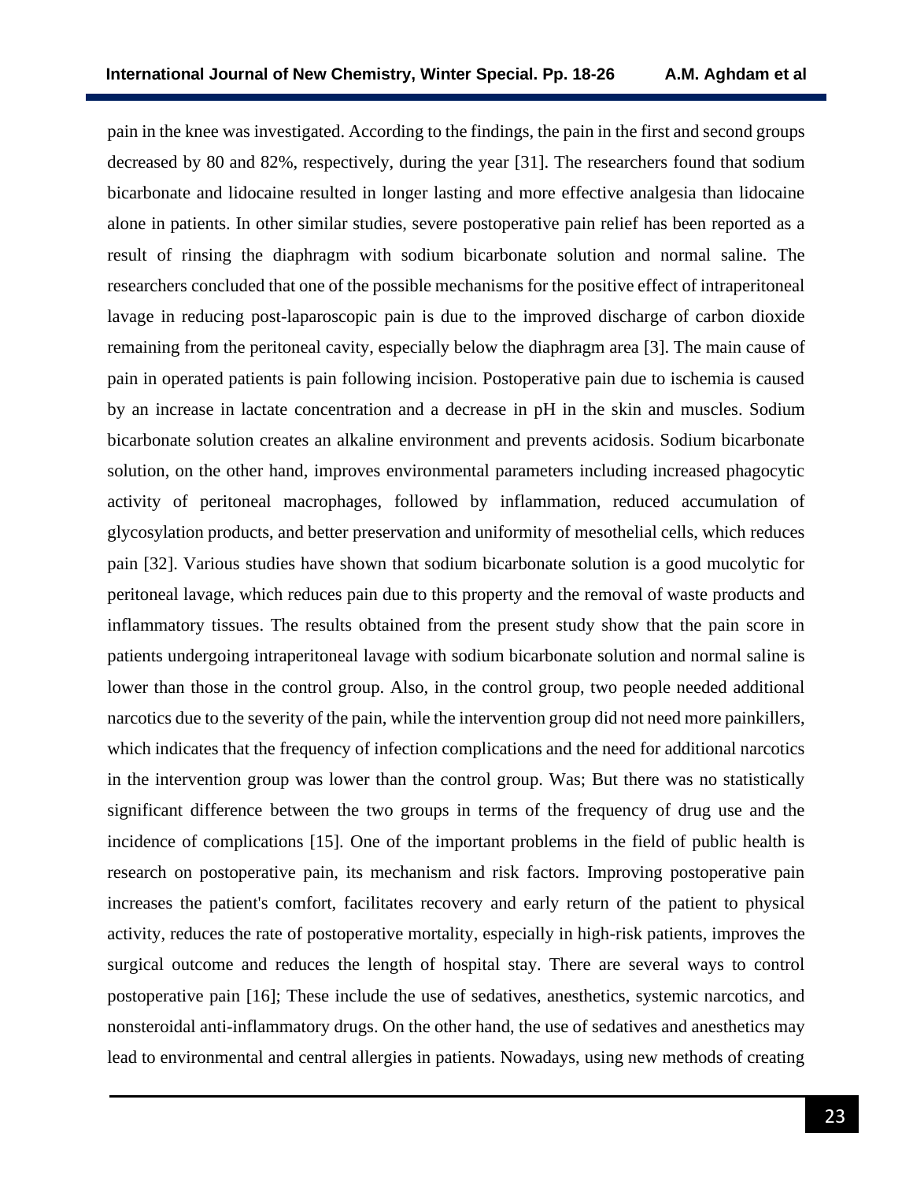pain in the knee was investigated. According to the findings, the pain in the first and second groups decreased by 80 and 82%, respectively, during the year [31]. The researchers found that sodium bicarbonate and lidocaine resulted in longer lasting and more effective analgesia than lidocaine alone in patients. In other similar studies, severe postoperative pain relief has been reported as a result of rinsing the diaphragm with sodium bicarbonate solution and normal saline. The researchers concluded that one of the possible mechanisms for the positive effect of intraperitoneal lavage in reducing post-laparoscopic pain is due to the improved discharge of carbon dioxide remaining from the peritoneal cavity, especially below the diaphragm area [3]. The main cause of pain in operated patients is pain following incision. Postoperative pain due to ischemia is caused by an increase in lactate concentration and a decrease in pH in the skin and muscles. Sodium bicarbonate solution creates an alkaline environment and prevents acidosis. Sodium bicarbonate solution, on the other hand, improves environmental parameters including increased phagocytic activity of peritoneal macrophages, followed by inflammation, reduced accumulation of glycosylation products, and better preservation and uniformity of mesothelial cells, which reduces pain [32]. Various studies have shown that sodium bicarbonate solution is a good mucolytic for peritoneal lavage, which reduces pain due to this property and the removal of waste products and inflammatory tissues. The results obtained from the present study show that the pain score in patients undergoing intraperitoneal lavage with sodium bicarbonate solution and normal saline is lower than those in the control group. Also, in the control group, two people needed additional narcotics due to the severity of the pain, while the intervention group did not need more painkillers, which indicates that the frequency of infection complications and the need for additional narcotics in the intervention group was lower than the control group. Was; But there was no statistically significant difference between the two groups in terms of the frequency of drug use and the incidence of complications [15]. One of the important problems in the field of public health is research on postoperative pain, its mechanism and risk factors. Improving postoperative pain increases the patient's comfort, facilitates recovery and early return of the patient to physical activity, reduces the rate of postoperative mortality, especially in high-risk patients, improves the surgical outcome and reduces the length of hospital stay. There are several ways to control postoperative pain [16]; These include the use of sedatives, anesthetics, systemic narcotics, and nonsteroidal anti-inflammatory drugs. On the other hand, the use of sedatives and anesthetics may lead to environmental and central allergies in patients. Nowadays, using new methods of creating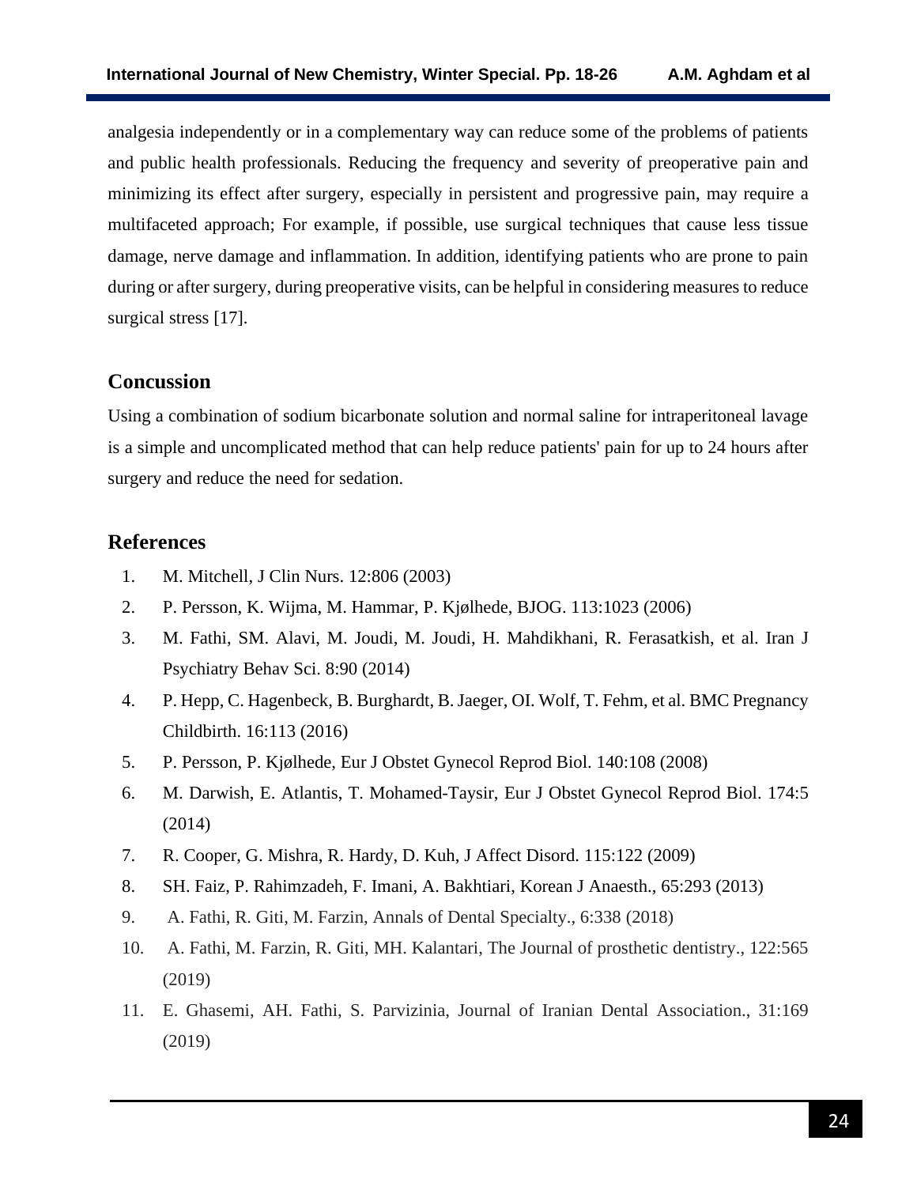analgesia independently or in a complementary way can reduce some of the problems of patients and public health professionals. Reducing the frequency and severity of preoperative pain and minimizing its effect after surgery, especially in persistent and progressive pain, may require a multifaceted approach; For example, if possible, use surgical techniques that cause less tissue damage, nerve damage and inflammation. In addition, identifying patients who are prone to pain during or after surgery, during preoperative visits, can be helpful in considering measures to reduce surgical stress [17].

## Concussion

Using a combination of sodium bicarbonate solution and normal saline for intraperitoneal lavage is a simple and uncomplicated method that can help reduce patients' pain for up to 24 hours after surgery and reduce the need for sedation.

## References

1. M. Mitchell, J Clin Nurs. 12:806 (2003)
2. P. Persson, K. Wijma, M. Hammar, P. Kjølhede, BJOG. 113:1023 (2006)
3. M. Fathi, SM. Alavi, M. Joudi, M. Joudi, H. Mahdikhani, R. Ferasatkish, et al. Iran J Psychiatry Behav Sci. 8:90 (2014)
4. P. Hepp, C. Hagenbeck, B. Burghardt, B. Jaeger, OI. Wolf, T. Fehm, et al. BMC Pregnancy Childbirth. 16:113 (2016)
5. P. Persson, P. Kjølhede, Eur J Obstet Gynecol Reprod Biol. 140:108 (2008)
6. M. Darwish, E. Atlantis, T. Mohamed-Taysir, Eur J Obstet Gynecol Reprod Biol. 174:5 (2014)
7. R. Cooper, G. Mishra, R. Hardy, D. Kuh, J Affect Disord. 115:122 (2009)
8. SH. Faiz, P. Rahimzadeh, F. Imani, A. Bakhtiari, Korean J Anaesth., 65:293 (2013)
9. A. Fathi, R. Giti, M. Farzin, Annals of Dental Specialty., 6:338 (2018)
10. A. Fathi, M. Farzin, R. Giti, MH. Kalantari, The Journal of prosthetic dentistry., 122:565 (2019)
11. E. Ghasemi, AH. Fathi, S. Parvizinia, Journal of Iranian Dental Association., 31:169 (2019)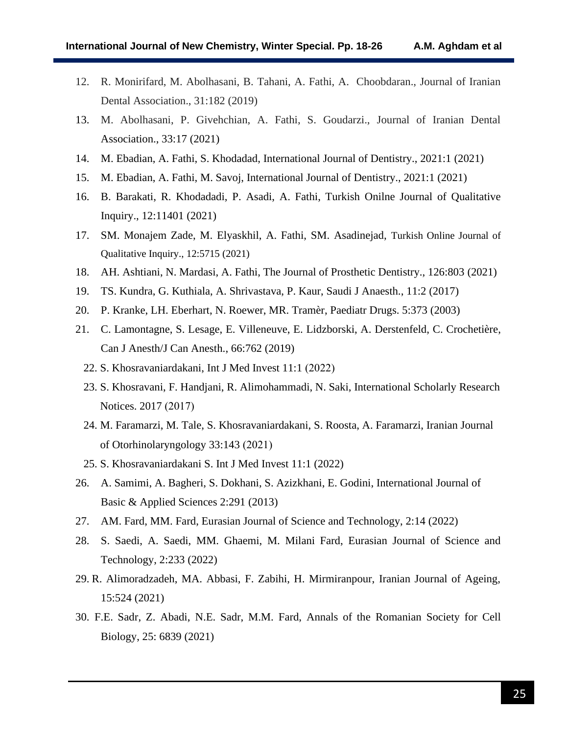12. R. Monirifard, M. Abolhasani, B. Tahani, A. Fathi, A. Choobdaran., Journal of Iranian Dental Association., 31:182 (2019)
13. M. Abolhasani, P. Givehchian, A. Fathi, S. Goudarzi., Journal of Iranian Dental Association., 33:17 (2021)
14. M. Ebadian, A. Fathi, S. Khodadad, International Journal of Dentistry., 2021:1 (2021)
15. M. Ebadian, A. Fathi, M. Savoj, International Journal of Dentistry., 2021:1 (2021)
16. B. Barakati, R. Khodadadi, P. Asadi, A. Fathi, Turkish Onilne Journal of Qualitative Inquiry., 12:11401 (2021)
17. SM. Monajem Zade, M. Elyaskhil, A. Fathi, SM. Asadinejad, Turkish Online Journal of Qualitative Inquiry., 12:5715 (2021)
18. AH. Ashtiani, N. Mardasi, A. Fathi, The Journal of Prosthetic Dentistry., 126:803 (2021)
19. TS. Kundra, G. Kuthiala, A. Shrivastava, P. Kaur, Saudi J Anaesth., 11:2 (2017)
20. P. Kranke, LH. Eberhart, N. Roewer, MR. Tramèr, Paediatr Drugs. 5:373 (2003)
21. C. Lamontagne, S. Lesage, E. Villeneuve, E. Lidzborski, A. Derstenfeld, C. Crochetière, Can J Anesth/J Can Anesth., 66:762 (2019)
22. S. Khosravaniardakani, Int J Med Invest 11:1 (2022)
23. S. Khosravani, F. Handjani, R. Alimohammadi, N. Saki, International Scholarly Research Notices. 2017 (2017)
24. M. Faramarzi, M. Tale, S. Khosravaniardakani, S. Roosta, A. Faramarzi, Iranian Journal of Otorhinolaryngology 33:143 (2021)
25. S. Khosravaniardakani S. Int J Med Invest 11:1 (2022)
26. A. Samimi, A. Bagheri, S. Dokhani, S. Azizkhani, E. Godini, International Journal of Basic & Applied Sciences 2:291 (2013)
27. AM. Fard, MM. Fard, Eurasian Journal of Science and Technology, 2:14 (2022)
28. S. Saedi, A. Saedi, MM. Ghaemi, M. Milani Fard, Eurasian Journal of Science and Technology, 2:233 (2022)
29. R. Alimoradzadeh, MA. Abbasi, F. Zabihi, H. Mirmiranpour, Iranian Journal of Ageing, 15:524 (2021)
30. F.E. Sadr, Z. Abadi, N.E. Sadr, M.M. Fard, Annals of the Romanian Society for Cell Biology, 25: 6839 (2021)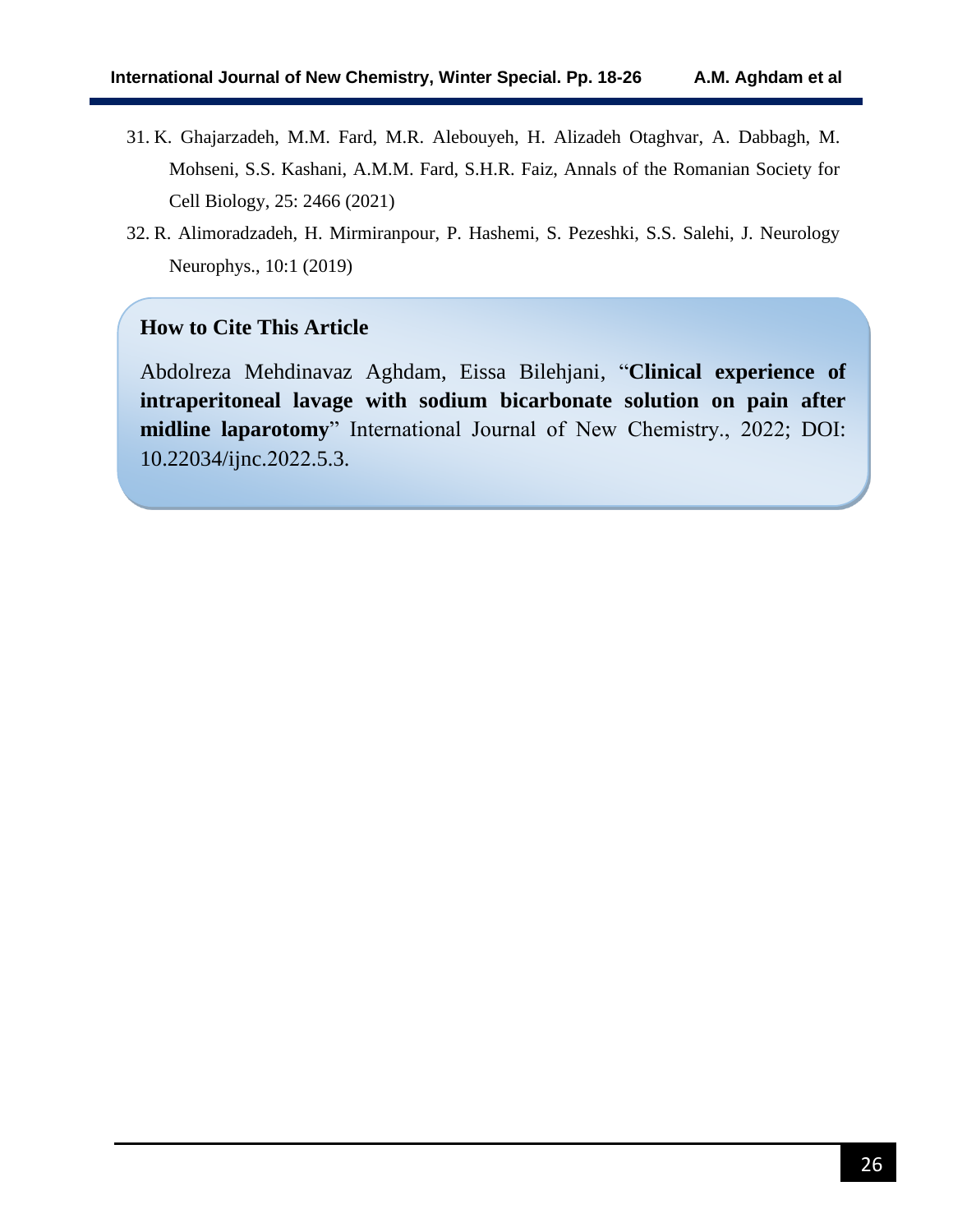31. K. Ghajarzadeh, M.M. Fard, M.R. Alebouyeh, H. Alizadeh Otaghvar, A. Dabbagh, M. Mohseni, S.S. Kashani, A.M.M. Fard, S.H.R. Faiz, Annals of the Romanian Society for Cell Biology, 25: 2466 (2021)
32. R. Alimoradzadeh, H. Mirmiranpour, P. Hashemi, S. Pezeshki, S.S. Salehi, J. Neurology Neurophys., 10:1 (2019)

### How to Cite This Article

Abdolreza Mehdinavaz Aghdam, Eissa Bilehjani, "**Clinical experience of intraperitoneal lavage with sodium bicarbonate solution on pain after midline laparotomy**" International Journal of New Chemistry., 2022; DOI: 10.22034/ijnc.2022.5.3.